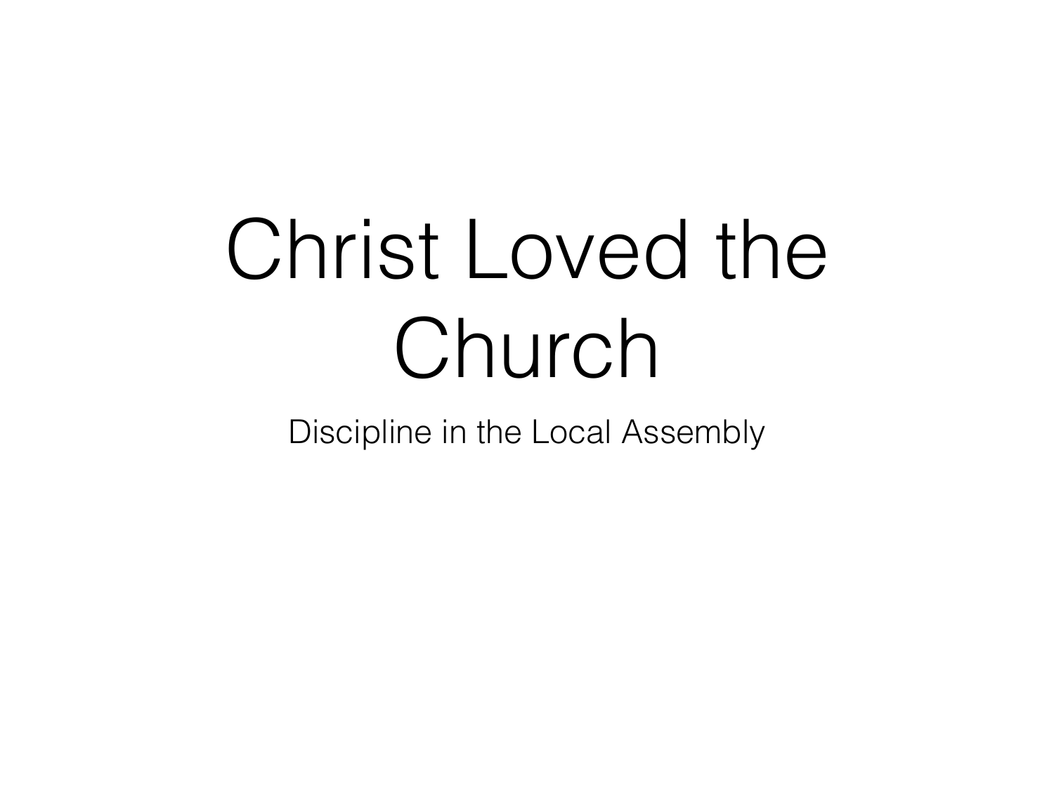# Christ Loved the Church

Discipline in the Local Assembly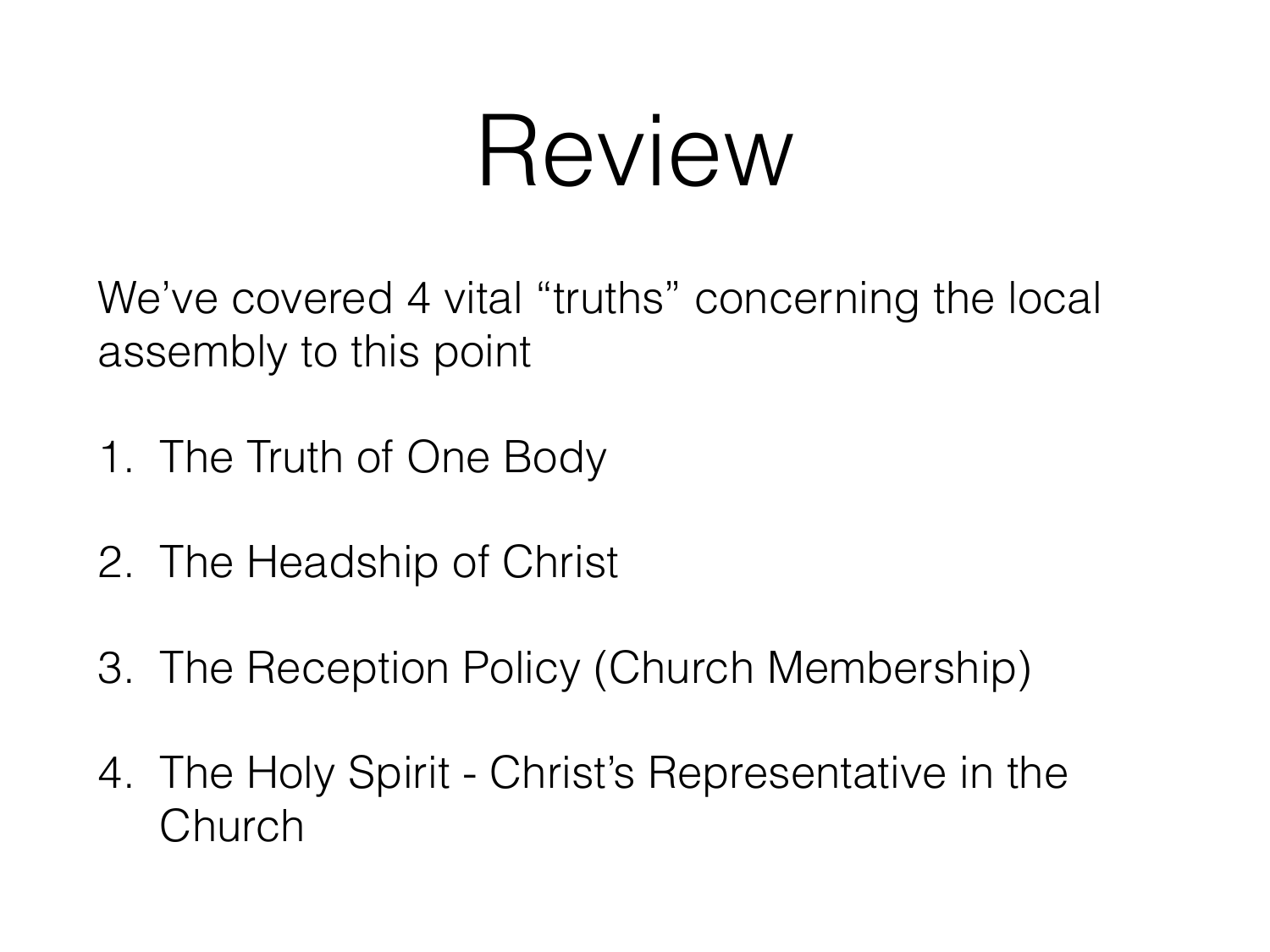# Review

We’ve covered 4 vital “truths” concerning the local assembly to this point

1. The Truth of One Body

2. The Headship of Christ

3. The Reception Policy (Church Membership)

4. The Holy Spirit - Christ’s Representative in the Church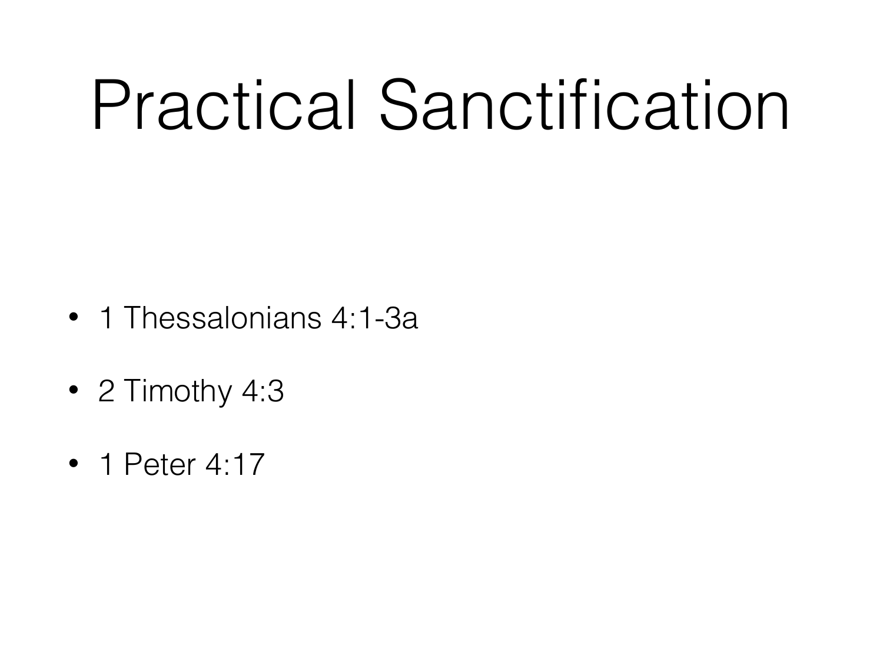# Practical Sanctification

- 1 Thessalonians 4:1-3a
- 2 Timothy 4:3
- 1 Peter 4:17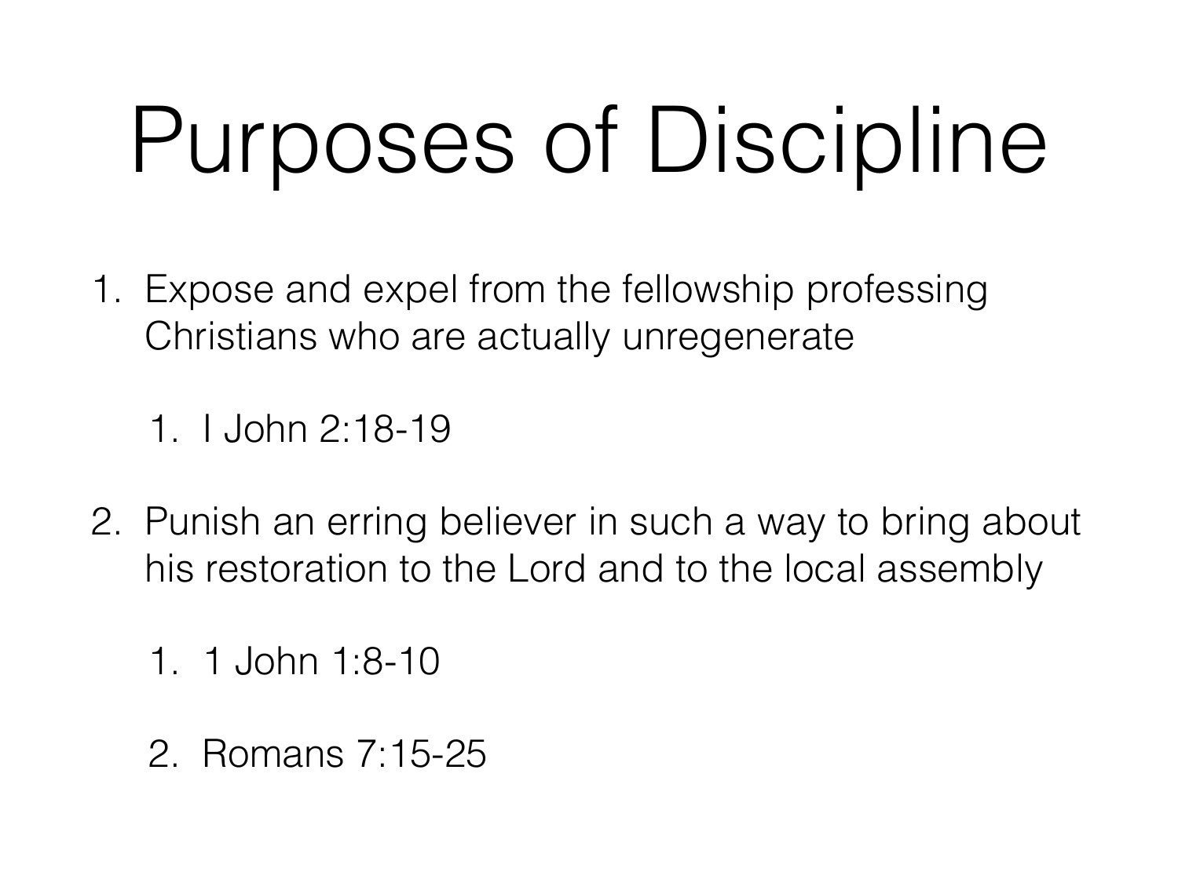# Purposes of Discipline

1. Expose and expel from the fellowship professing Christians who are actually unregenerate
    1. I John 2:18-19
2. Punish an erring believer in such a way to bring about his restoration to the Lord and to the local assembly
    1. 1 John 1:8-10
    2. Romans 7:15-25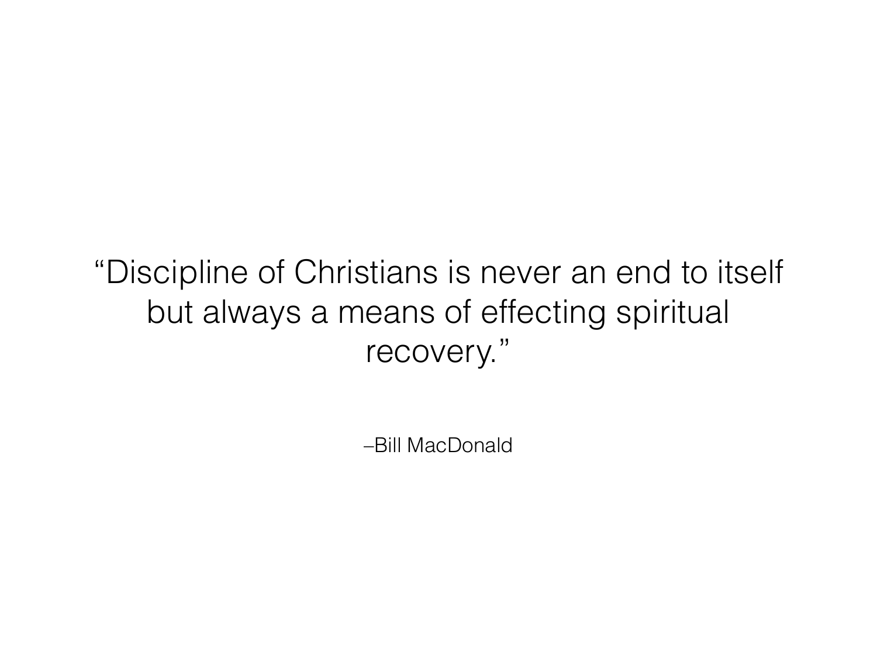> "Discipline of Christians is never an end to itself but always a means of effecting spiritual recovery."
>
> –Bill MacDonald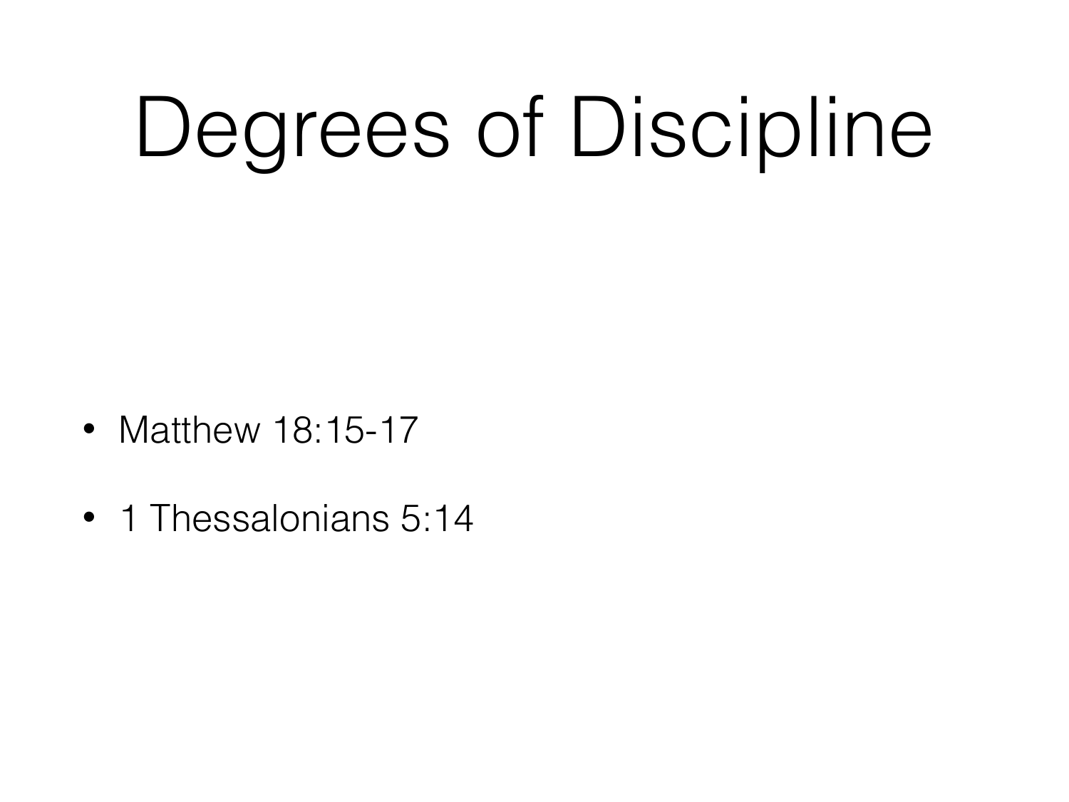# Degrees of Discipline

- Matthew 18:15-17
- 1 Thessalonians 5:14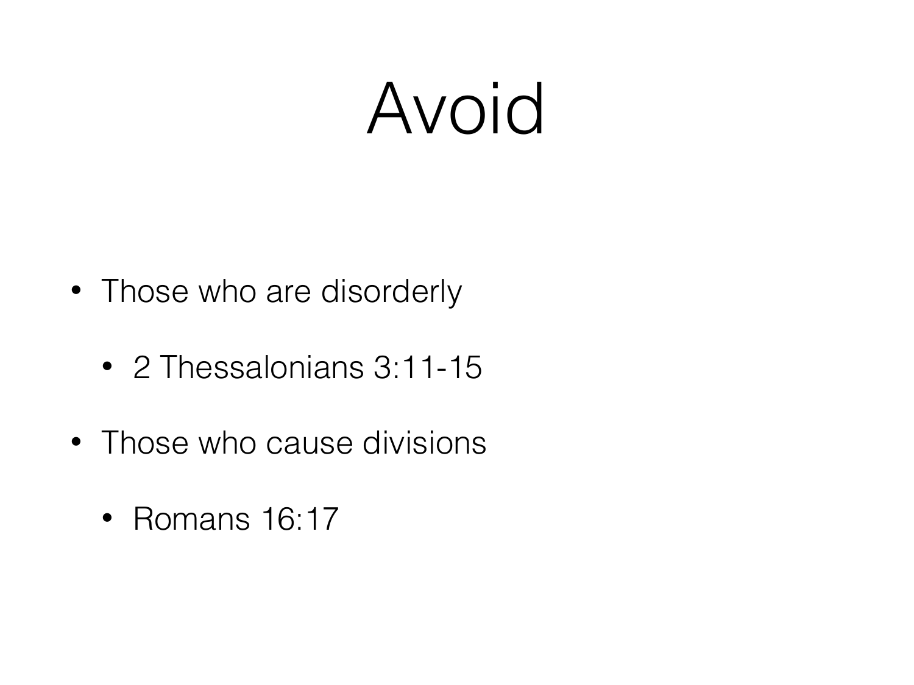# Avoid

- Those who are disorderly
  - 2 Thessalonians 3:11-15
- Those who cause divisions
  - Romans 16:17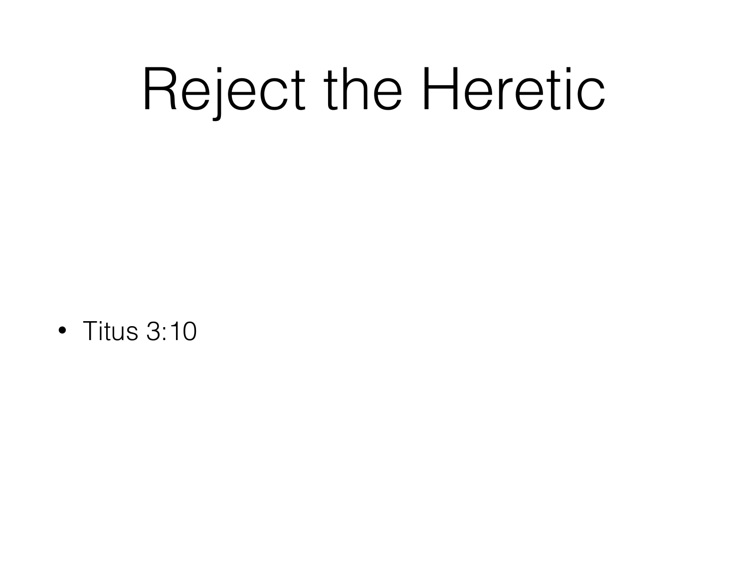# Reject the Heretic

- Titus 3:10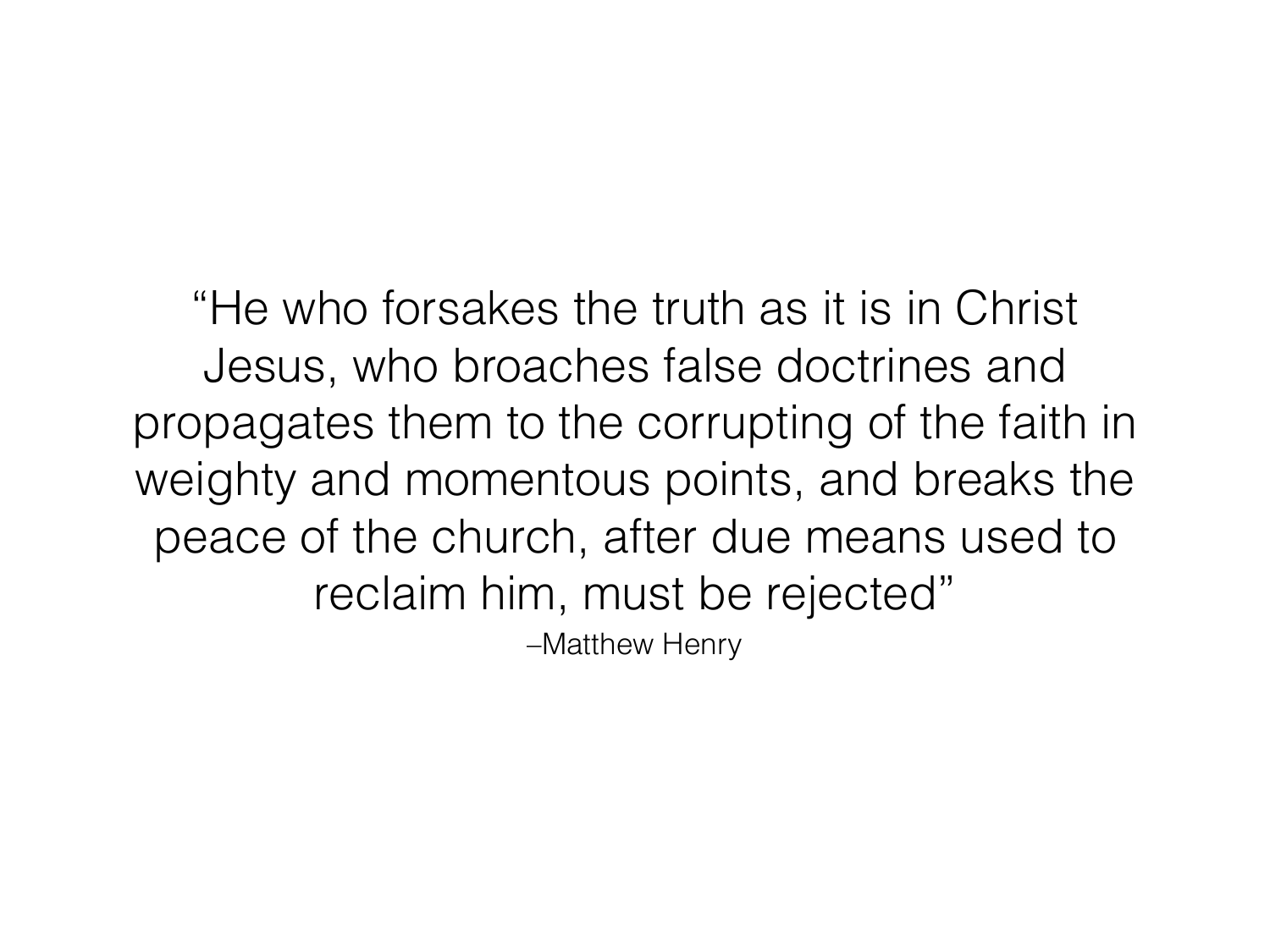"He who forsakes the truth as it is in Christ Jesus, who broaches false doctrines and propagates them to the corrupting of the faith in weighty and momentous points, and breaks the peace of the church, after due means used to reclaim him, must be rejected"

–Matthew Henry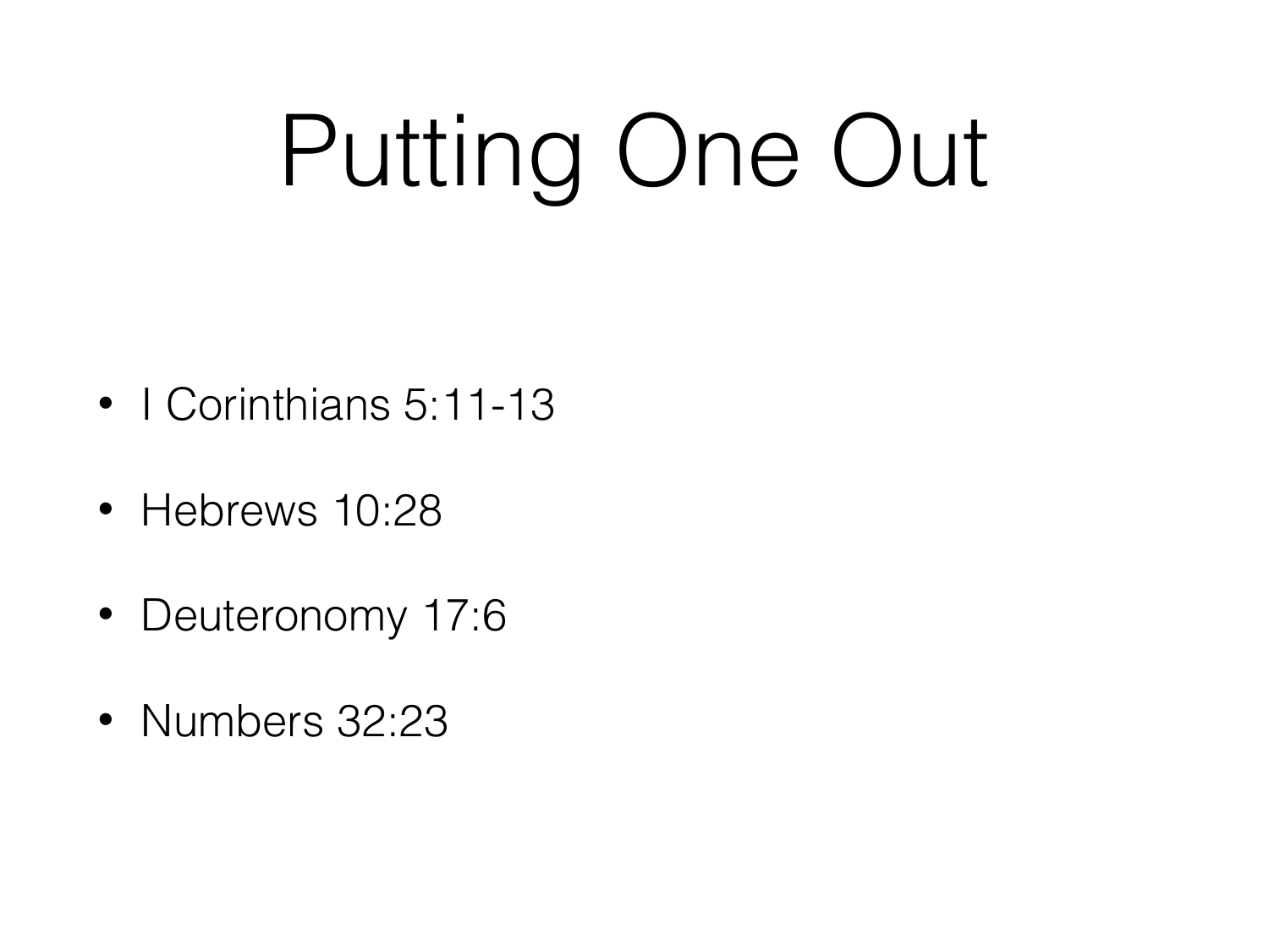# Putting One Out

- I Corinthians 5:11-13
- Hebrews 10:28
- Deuteronomy 17:6
- Numbers 32:23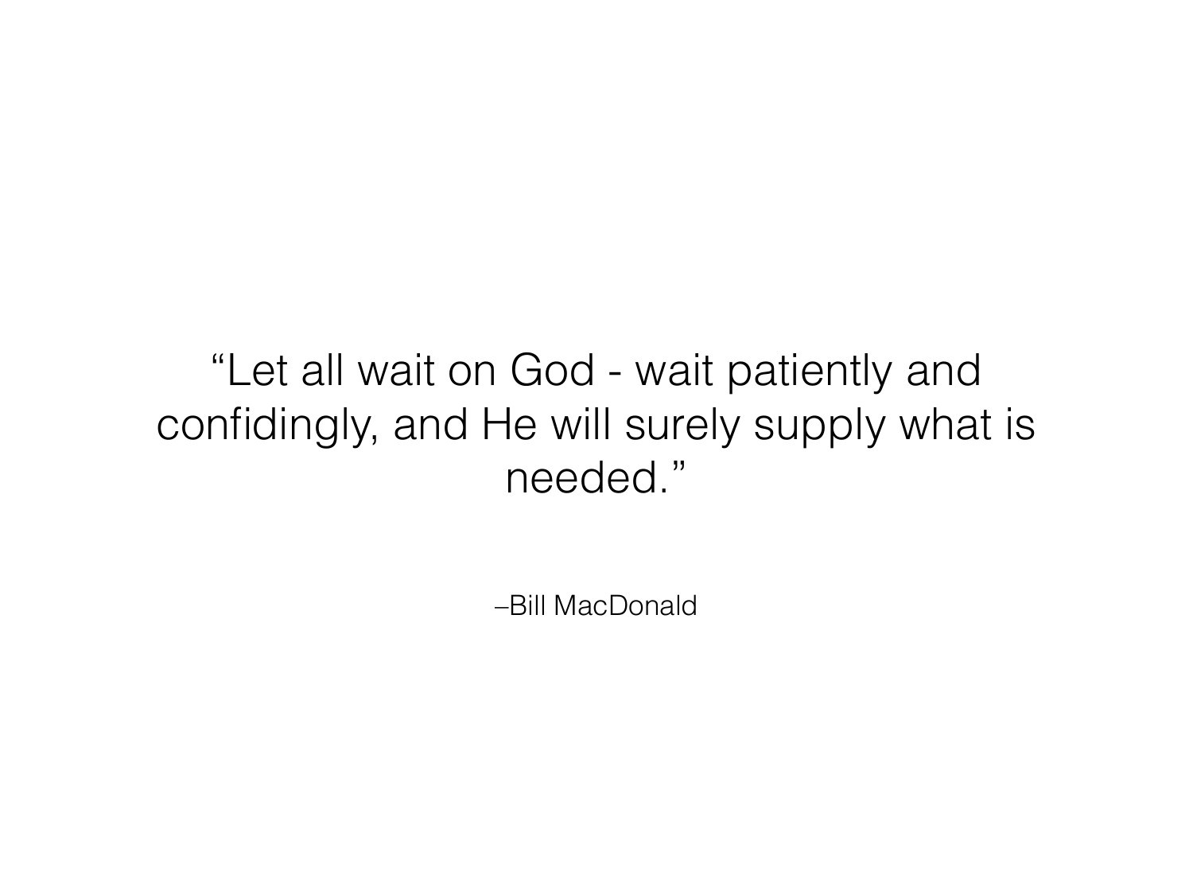"Let all wait on God - wait patiently and confidingly, and He will surely supply what is needed."

–Bill MacDonald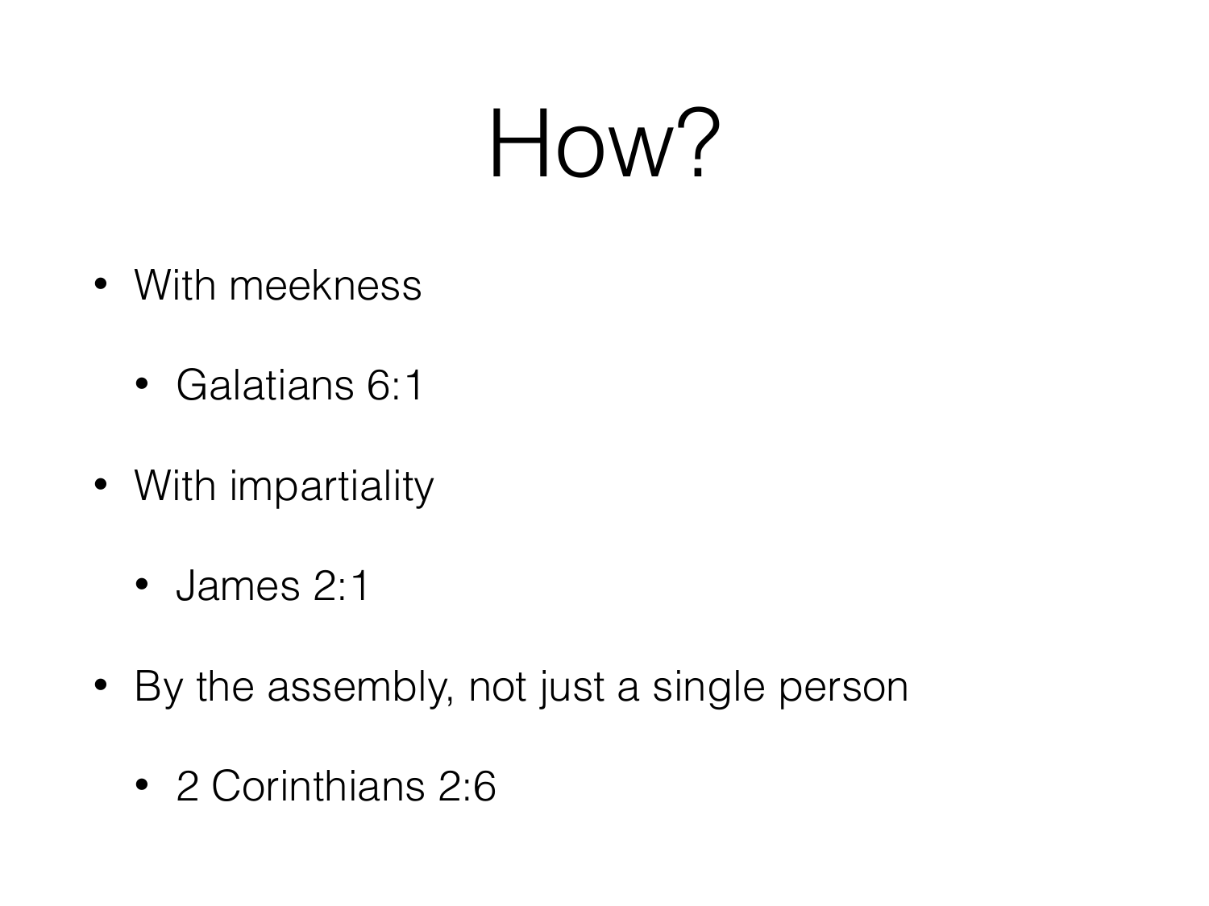# How?

- With meekness
  - Galatians 6:1
- With impartiality
  - James 2:1
- By the assembly, not just a single person
  - 2 Corinthians 2:6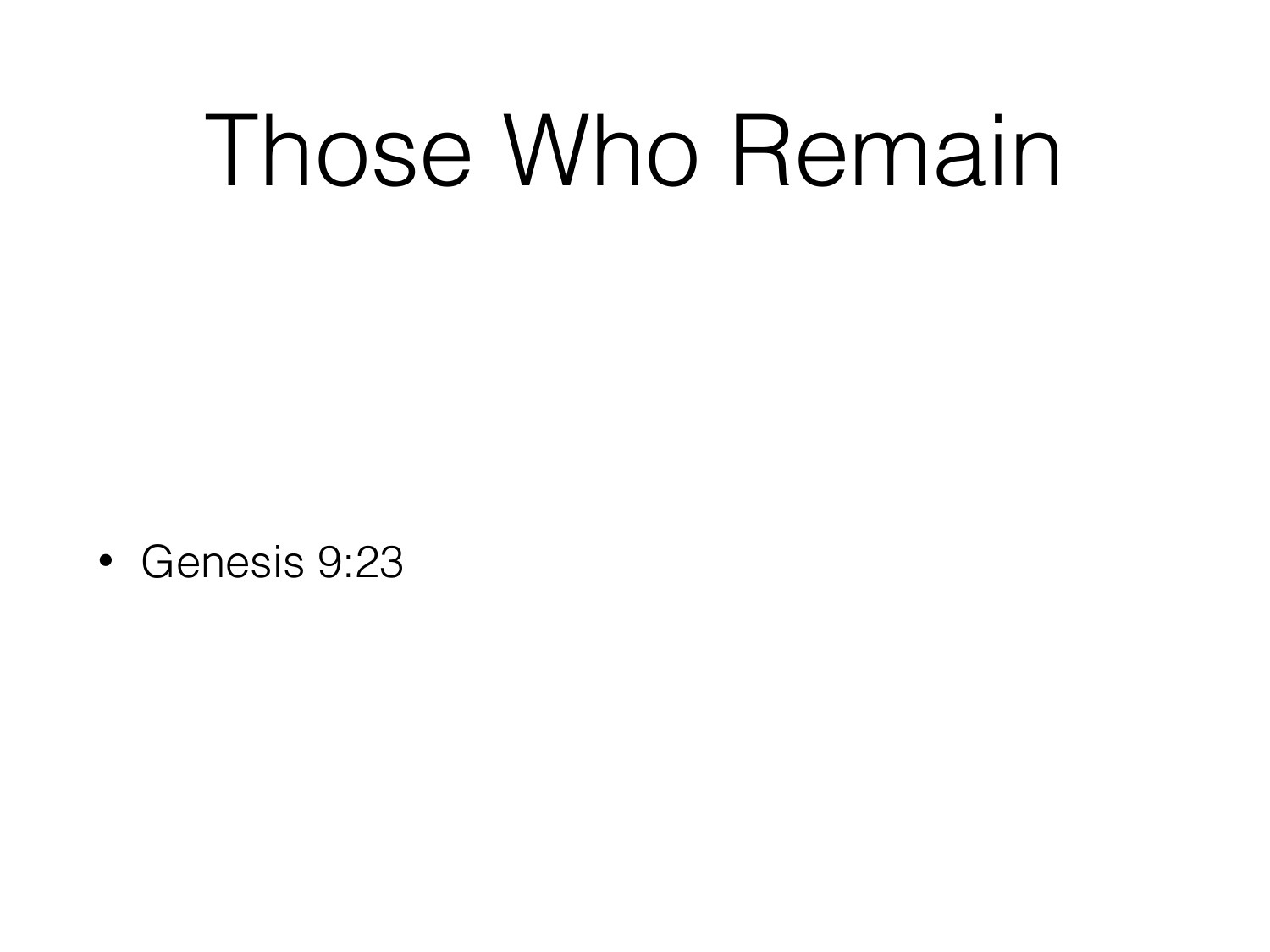# Those Who Remain

- Genesis 9:23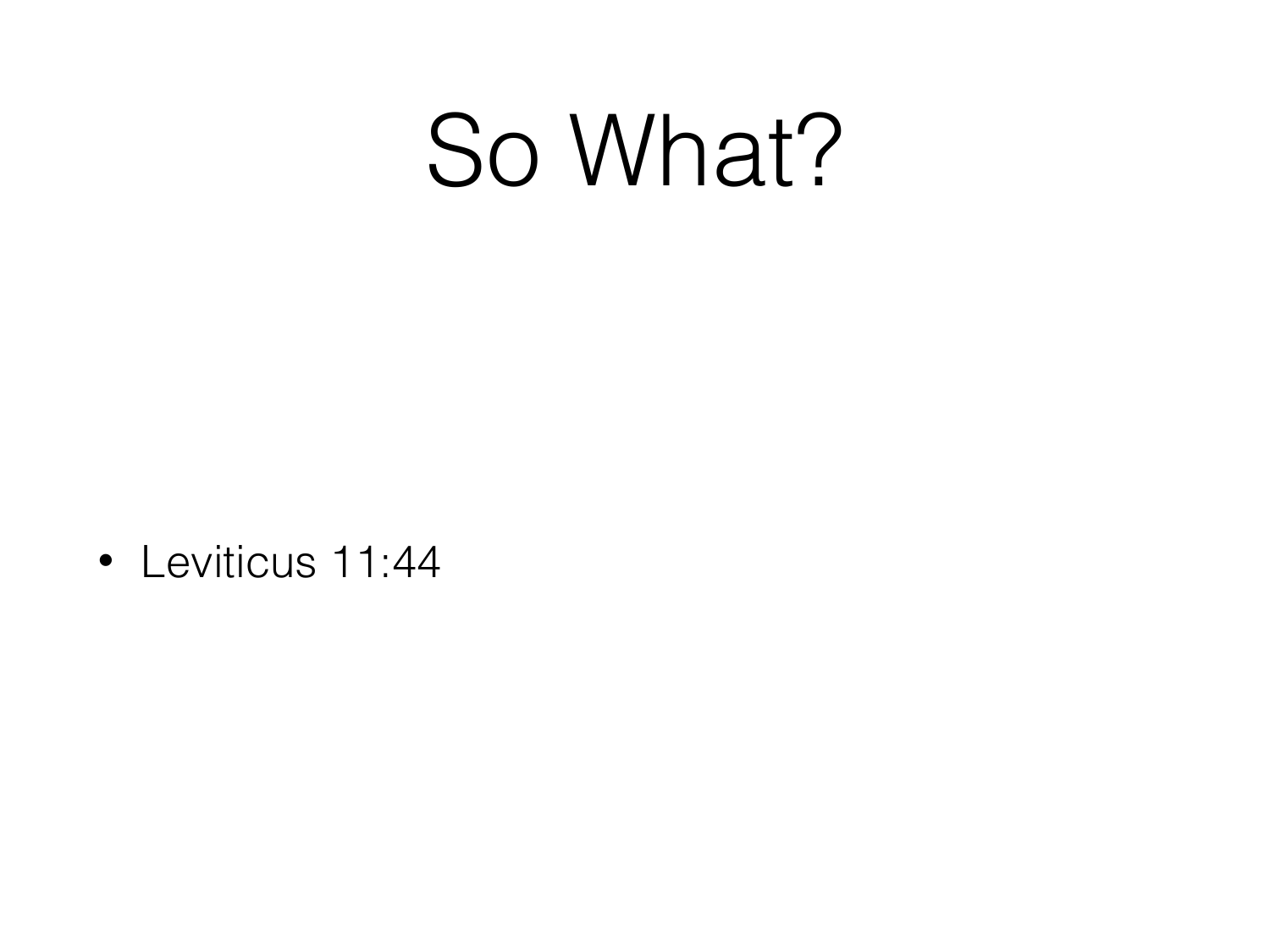# So What?

- Leviticus 11:44